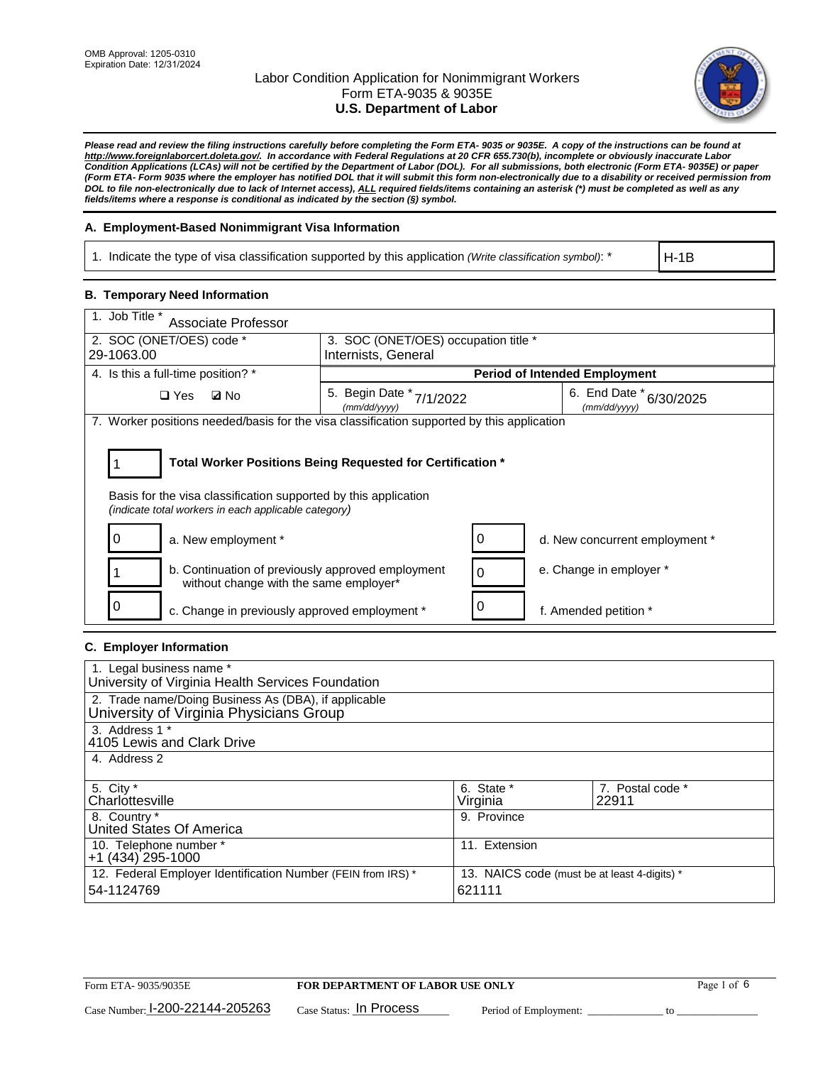OMB Approval: 1205-0310
Expiration Date: 12/31/2024

# Labor Condition Application for Nonimmigrant Workers
## Form ETA-9035 & 9035E
## U.S. Department of Labor

***Please read and review the filing instructions carefully before completing the Form ETA- 9035 or 9035E. A copy of the instructions can be found at http://www.foreignlaborcert.doleta.gov/. In accordance with Federal Regulations at 20 CFR 655.730(b), incomplete or obviously inaccurate Labor Condition Applications (LCAs) will not be certified by the Department of Labor (DOL). For all submissions, both electronic (Form ETA- 9035E) or paper (Form ETA- Form 9035 where the employer has notified DOL that it will submit this form non-electronically due to a disability or received permission from DOL to file non-electronically due to lack of Internet access), ALL required fields/items containing an asterisk (*) must be completed as well as any fields/items where a response is conditional as indicated by the section (§) symbol.***

### A. Employment-Based Nonimmigrant Visa Information

| 1. Indicate the type of visa classification supported by this application *(Write classification symbol)*: * | H-1B |
|---|---|

### B. Temporary Need Information

| 1. Job Title * Associate Professor | | |
|---|---|---|
| 2. SOC (ONET/OES) code * 29-1063.00 | 3. SOC (ONET/OES) occupation title * Internists, General | |
| 4. Is this a full-time position? * | **Period of Intended Employment** | |
| ❑ Yes ☑ No | 5. Begin Date * (mm/dd/yyyy) 7/1/2022 | 6. End Date * (mm/dd/yyyy) 6/30/2025 |

7. Worker positions needed/basis for the visa classification supported by this application

**1** — **Total Worker Positions Being Requested for Certification ***

Basis for the visa classification supported by this application
*(indicate total workers in each applicable category)*

| | | | |
|---|---|---|---|
| 0 | a. New employment * | 0 | d. New concurrent employment * |
| 1 | b. Continuation of previously approved employment without change with the same employer* | 0 | e. Change in employer * |
| 0 | c. Change in previously approved employment * | 0 | f. Amended petition * |

### C. Employer Information

| | | |
|---|---|---|
| 1. Legal business name * University of Virginia Health Services Foundation | | |
| 2. Trade name/Doing Business As (DBA), if applicable University of Virginia Physicians Group | | |
| 3. Address 1 * 4105 Lewis and Clark Drive | | |
| 4. Address 2 | | |
| 5. City * Charlottesville | 6. State * Virginia | 7. Postal code * 22911 |
| 8. Country * United States Of America | 9. Province | |
| 10. Telephone number * +1 (434) 295-1000 | 11. Extension | |
| 12. Federal Employer Identification Number (FEIN from IRS) * 54-1124769 | 13. NAICS code (must be at least 4-digits) * 621111 | |

Form ETA- 9035/9035E — **FOR DEPARTMENT OF LABOR USE ONLY**

Case Number: I-200-22144-205263 Case Status: In Process Period of Employment: _____________ to _____________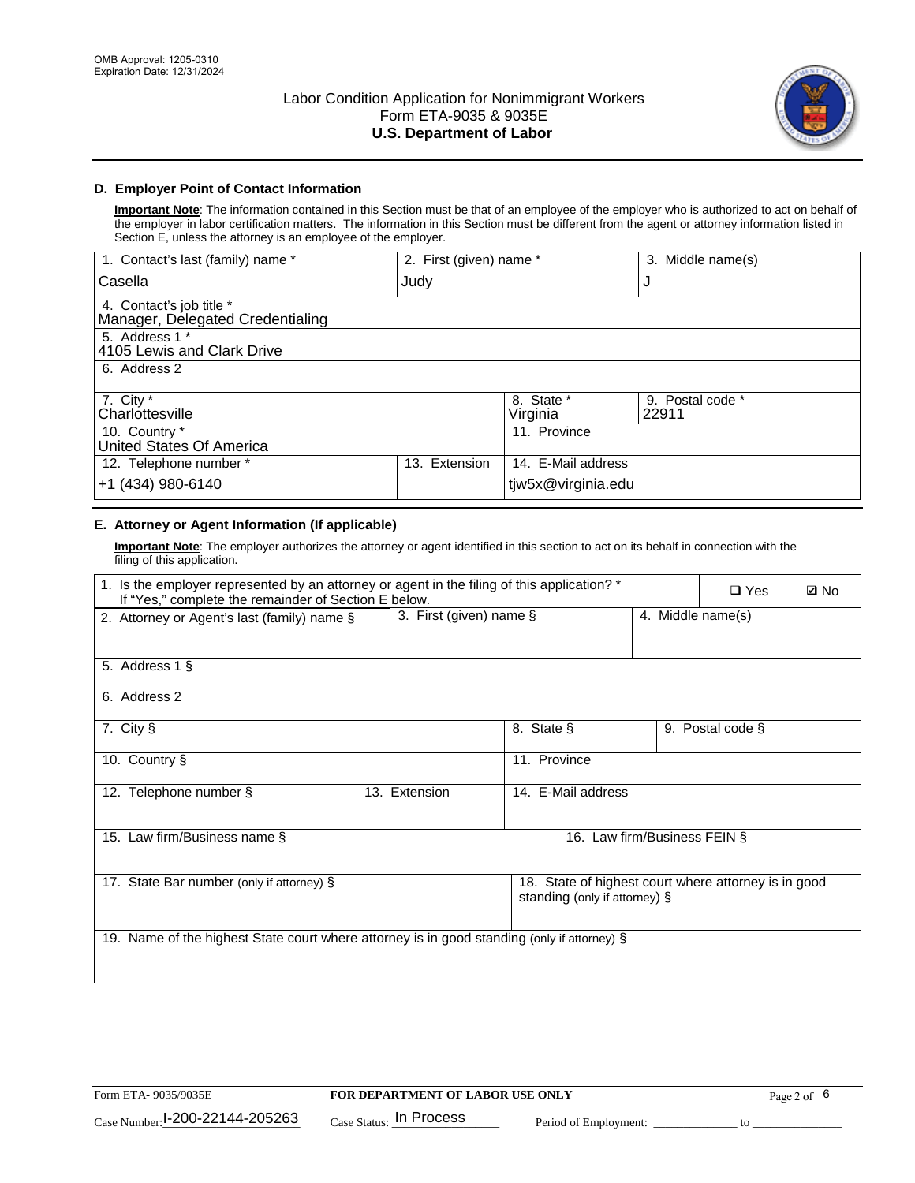## D. Employer Point of Contact Information

**Important Note**: The information contained in this Section must be that of an employee of the employer who is authorized to act on behalf of the employer in labor certification matters. The information in this Section must be different from the agent or attorney information listed in Section E, unless the attorney is an employee of the employer.

| 1. Contact's last (family) name * | 2. First (given) name * | 3. Middle name(s) |
|---|---|---|
| Casella | Judy | J |

| 4. Contact's job title * |
|---|
| Manager, Delegated Credentialing |
| 5. Address 1 * |
| 4105 Lewis and Clark Drive |
| 6. Address 2 |
| |

| 7. City * | 8. State * | 9. Postal code * |
|---|---|---|
| Charlottesville | Virginia | 22911 |

| 10. Country * | 11. Province |
|---|---|
| United States Of America | |

| 12. Telephone number * | 13. Extension | 14. E-Mail address |
|---|---|---|
| +1 (434) 980-6140 | | tjw5x@virginia.edu |

## E. Attorney or Agent Information (If applicable)

**Important Note**: The employer authorizes the attorney or agent identified in this section to act on its behalf in connection with the filing of this application.

1. Is the employer represented by an attorney or agent in the filing of this application? * If "Yes," complete the remainder of Section E below. ❑ Yes ☑ No

| 2. Attorney or Agent's last (family) name § | 3. First (given) name § | 4. Middle name(s) |
|---|---|---|
| | | |

| 5. Address 1 § |
|---|
| |
| 6. Address 2 |
| |

| 7. City § | 8. State § | 9. Postal code § |
|---|---|---|
| | | |

| 10. Country § | 11. Province |
|---|---|
| | |

| 12. Telephone number § | 13. Extension | 14. E-Mail address |
|---|---|---|
| | | |

| 15. Law firm/Business name § | 16. Law firm/Business FEIN § |
|---|---|
| | |

| 17. State Bar number (only if attorney) § | 18. State of highest court where attorney is in good standing (only if attorney) § |
|---|---|
| | |

| 19. Name of the highest State court where attorney is in good standing (only if attorney) § |
|---|
| |

Form ETA- 9035/9035E | **FOR DEPARTMENT OF LABOR USE ONLY**

Case Number: I-200-22144-205263 Case Status: In Process Period of Employment: _____________ to _____________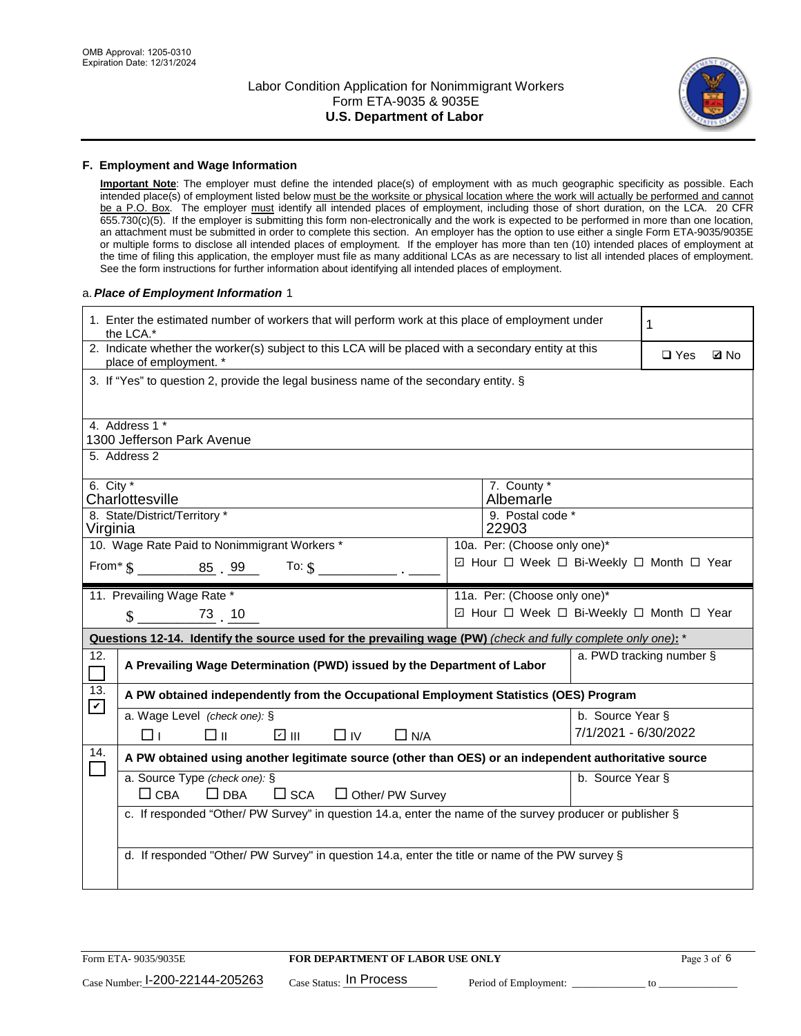## F. Employment and Wage Information

**Important Note**: The employer must define the intended place(s) of employment with as much geographic specificity as possible. Each intended place(s) of employment listed below must be the worksite or physical location where the work will actually be performed and cannot be a P.O. Box. The employer must identify all intended places of employment, including those of short duration, on the LCA. 20 CFR 655.730(c)(5). If the employer is submitting this form non-electronically and the work is expected to be performed in more than one location, an attachment must be submitted in order to complete this section. An employer has the option to use either a single Form ETA-9035/9035E or multiple forms to disclose all intended places of employment. If the employer has more than ten (10) intended places of employment at the time of filing this application, the employer must file as many additional LCAs as are necessary to list all intended places of employment. See the form instructions for further information about identifying all intended places of employment.

a. *Place of Employment Information* 1

| | |
|---|---|
| 1. Enter the estimated number of workers that will perform work at this place of employment under the LCA.* | 1 |
| 2. Indicate whether the worker(s) subject to this LCA will be placed with a secondary entity at this place of employment. * | ☐ Yes ☑ No |
| 3. If "Yes" to question 2, provide the legal business name of the secondary entity. § | |
| 4. Address 1 * 1300 Jefferson Park Avenue | |
| 5. Address 2 | |
| 6. City * Charlottesville | 7. County * Albemarle |
| 8. State/District/Territory * Virginia | 9. Postal code * 22903 |
| 10. Wage Rate Paid to Nonimmigrant Workers * From* $ 85 . 99 To: $ ____ . ____ | 10a. Per: (Choose only one)* ☑ Hour ☐ Week ☐ Bi-Weekly ☐ Month ☐ Year |
| 11. Prevailing Wage Rate * $ 73 . 10 | 11a. Per: (Choose only one)* ☑ Hour ☐ Week ☐ Bi-Weekly ☐ Month ☐ Year |

**Questions 12-14. Identify the source used for the prevailing wage (PW)** *(check and fully complete only one)*: *

| | | |
|---|---|---|
| 12. ☐ | **A Prevailing Wage Determination (PWD) issued by the Department of Labor** | a. PWD tracking number § |
| 13. ☑ | **A PW obtained independently from the Occupational Employment Statistics (OES) Program** | |
| | a. Wage Level *(check one)*: § ☐ I ☐ II ☑ III ☐ IV ☐ N/A | b. Source Year § 7/1/2021 - 6/30/2022 |
| 14. ☐ | **A PW obtained using another legitimate source (other than OES) or an independent authoritative source** | |
| | a. Source Type *(check one)*: § ☐ CBA ☐ DBA ☐ SCA ☐ Other/ PW Survey | b. Source Year § |
| | c. If responded "Other/ PW Survey" in question 14.a, enter the name of the survey producer or publisher § | |
| | d. If responded "Other/ PW Survey" in question 14.a, enter the title or name of the PW survey § | |

Form ETA- 9035/9035E — **FOR DEPARTMENT OF LABOR USE ONLY**

Case Number: I-200-22144-205263 Case Status: In Process Period of Employment: ____________ to ____________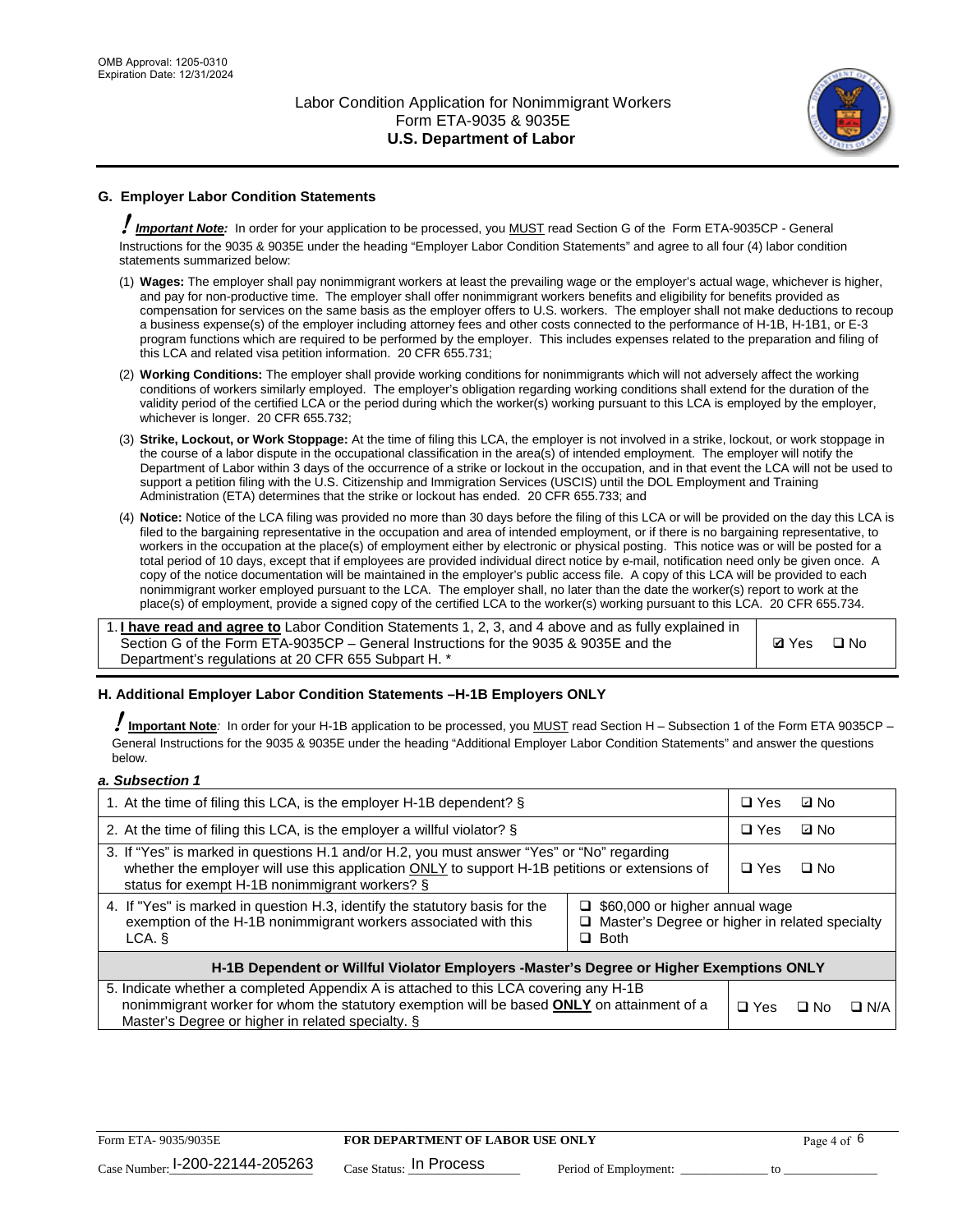## G. Employer Labor Condition Statements

! ***Important Note:*** In order for your application to be processed, you MUST read Section G of the Form ETA-9035CP - General Instructions for the 9035 & 9035E under the heading "Employer Labor Condition Statements" and agree to all four (4) labor condition statements summarized below:

(1) **Wages:** The employer shall pay nonimmigrant workers at least the prevailing wage or the employer's actual wage, whichever is higher, and pay for non-productive time. The employer shall offer nonimmigrant workers benefits and eligibility for benefits provided as compensation for services on the same basis as the employer offers to U.S. workers. The employer shall not make deductions to recoup a business expense(s) of the employer including attorney fees and other costs connected to the performance of H-1B, H-1B1, or E-3 program functions which are required to be performed by the employer. This includes expenses related to the preparation and filing of this LCA and related visa petition information. 20 CFR 655.731;

(2) **Working Conditions:** The employer shall provide working conditions for nonimmigrants which will not adversely affect the working conditions of workers similarly employed. The employer's obligation regarding working conditions shall extend for the duration of the validity period of the certified LCA or the period during which the worker(s) working pursuant to this LCA is employed by the employer, whichever is longer. 20 CFR 655.732;

(3) **Strike, Lockout, or Work Stoppage:** At the time of filing this LCA, the employer is not involved in a strike, lockout, or work stoppage in the course of a labor dispute in the occupational classification in the area(s) of intended employment. The employer will notify the Department of Labor within 3 days of the occurrence of a strike or lockout in the occupation, and in that event the LCA will not be used to support a petition filing with the U.S. Citizenship and Immigration Services (USCIS) until the DOL Employment and Training Administration (ETA) determines that the strike or lockout has ended. 20 CFR 655.733; and

(4) **Notice:** Notice of the LCA filing was provided no more than 30 days before the filing of this LCA or will be provided on the day this LCA is filed to the bargaining representative in the occupation and area of intended employment, or if there is no bargaining representative, to workers in the occupation at the place(s) of employment either by electronic or physical posting. This notice was or will be posted for a total period of 10 days, except that if employees are provided individual direct notice by e-mail, notification need only be given once. A copy of the notice documentation will be maintained in the employer's public access file. A copy of this LCA will be provided to each nonimmigrant worker employed pursuant to the LCA. The employer shall, no later than the date the worker(s) report to work at the place(s) of employment, provide a signed copy of the certified LCA to the worker(s) working pursuant to this LCA. 20 CFR 655.734.

| | |
|---|---|
| 1. **I have read and agree to** Labor Condition Statements 1, 2, 3, and 4 above and as fully explained in Section G of the Form ETA-9035CP – General Instructions for the 9035 & 9035E and the Department's regulations at 20 CFR 655 Subpart H. * | ☑ Yes ☐ No |

## H. Additional Employer Labor Condition Statements –H-1B Employers ONLY

! **Important Note**: In order for your H-1B application to be processed, you MUST read Section H – Subsection 1 of the Form ETA 9035CP – General Instructions for the 9035 & 9035E under the heading "Additional Employer Labor Condition Statements" and answer the questions below.

***a. Subsection 1***

| | | |
|---|---|---|
| 1. At the time of filing this LCA, is the employer H-1B dependent? § | | ☐ Yes ☑ No |
| 2. At the time of filing this LCA, is the employer a willful violator? § | | ☐ Yes ☑ No |
| 3. If "Yes" is marked in questions H.1 and/or H.2, you must answer "Yes" or "No" regarding whether the employer will use this application ONLY to support H-1B petitions or extensions of status for exempt H-1B nonimmigrant workers? § | | ☐ Yes ☐ No |
| 4. If "Yes" is marked in question H.3, identify the statutory basis for the exemption of the H-1B nonimmigrant workers associated with this LCA. § | ☐ $60,000 or higher annual wage<br>☐ Master's Degree or higher in related specialty<br>☐ Both | |
| **H-1B Dependent or Willful Violator Employers -Master's Degree or Higher Exemptions ONLY** | | |
| 5. Indicate whether a completed Appendix A is attached to this LCA covering any H-1B nonimmigrant worker for whom the statutory exemption will be based **ONLY** on attainment of a Master's Degree or higher in related specialty. § | | ☐ Yes ☐ No ☐ N/A |

Form ETA- 9035/9035E | **FOR DEPARTMENT OF LABOR USE ONLY**

Case Number: I-200-22144-205263 Case Status: In Process Period of Employment: _____________ to _____________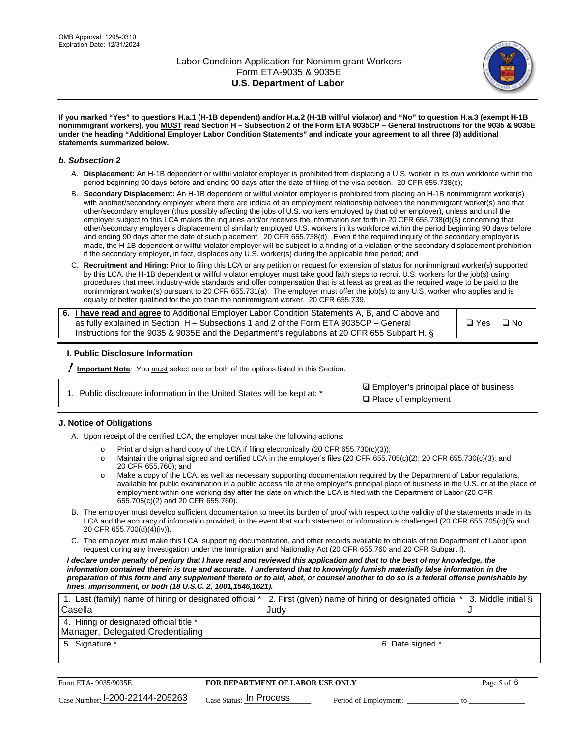**If you marked "Yes" to questions H.a.1 (H-1B dependent) and/or H.a.2 (H-1B willful violator) and "No" to question H.a.3 (exempt H-1B nonimmigrant workers), you MUST read Section H – Subsection 2 of the Form ETA 9035CP – General Instructions for the 9035 & 9035E under the heading "Additional Employer Labor Condition Statements" and indicate your agreement to all three (3) additional statements summarized below.**

### *b. Subsection 2*

A. **Displacement:** An H-1B dependent or willful violator employer is prohibited from displacing a U.S. worker in its own workforce within the period beginning 90 days before and ending 90 days after the date of filing of the visa petition. 20 CFR 655.738(c);

B. **Secondary Displacement:** An H-1B dependent or willful violator employer is prohibited from placing an H-1B nonimmigrant worker(s) with another/secondary employer where there are indicia of an employment relationship between the nonimmigrant worker(s) and that other/secondary employer (thus possibly affecting the jobs of U.S. workers employed by that other employer), unless and until the employer subject to this LCA makes the inquiries and/or receives the information set forth in 20 CFR 655.738(d)(5) concerning that other/secondary employer's displacement of similarly employed U.S. workers in its workforce within the period beginning 90 days before and ending 90 days after the date of such placement. 20 CFR 655.738(d). Even if the required inquiry of the secondary employer is made, the H-1B dependent or willful violator employer will be subject to a finding of a violation of the secondary displacement prohibition if the secondary employer, in fact, displaces any U.S. worker(s) during the applicable time period; and

C. **Recruitment and Hiring:** Prior to filing this LCA or any petition or request for extension of status for nonimmigrant worker(s) supported by this LCA, the H-1B dependent or willful violator employer must take good faith steps to recruit U.S. workers for the job(s) using procedures that meet industry-wide standards and offer compensation that is at least as great as the required wage to be paid to the nonimmigrant worker(s) pursuant to 20 CFR 655.731(a). The employer must offer the job(s) to any U.S. worker who applies and is equally or better qualified for the job than the nonimmigrant worker. 20 CFR 655.739.

| 6. **I have read and agree** to Additional Employer Labor Condition Statements A, B, and C above and as fully explained in Section H – Subsections 1 and 2 of the Form ETA 9035CP – General Instructions for the 9035 & 9035E and the Department's regulations at 20 CFR 655 Subpart H. § | ❑ Yes ❑ No |
|---|---|

### I. Public Disclosure Information

**!** **Important Note***:* You must select one or both of the options listed in this Section.

| 1. Public disclosure information in the United States will be kept at: * | ☑ Employer's principal place of business<br>❑ Place of employment |
|---|---|

### J. Notice of Obligations

A. Upon receipt of the certified LCA, the employer must take the following actions:

- o Print and sign a hard copy of the LCA if filing electronically (20 CFR 655.730(c)(3));
- o Maintain the original signed and certified LCA in the employer's files (20 CFR 655.705(c)(2); 20 CFR 655.730(c)(3); and 20 CFR 655.760); and
- o Make a copy of the LCA, as well as necessary supporting documentation required by the Department of Labor regulations, available for public examination in a public access file at the employer's principal place of business in the U.S. or at the place of employment within one working day after the date on which the LCA is filed with the Department of Labor (20 CFR 655.705(c)(2) and 20 CFR 655.760).

B. The employer must develop sufficient documentation to meet its burden of proof with respect to the validity of the statements made in its LCA and the accuracy of information provided, in the event that such statement or information is challenged (20 CFR 655.705(c)(5) and 20 CFR 655.700(d)(4)(iv)).

C. The employer must make this LCA, supporting documentation, and other records available to officials of the Department of Labor upon request during any investigation under the Immigration and Nationality Act (20 CFR 655.760 and 20 CFR Subpart I).

***I declare under penalty of perjury that I have read and reviewed this application and that to the best of my knowledge, the information contained therein is true and accurate. I understand that to knowingly furnish materially false information in the preparation of this form and any supplement thereto or to aid, abet, or counsel another to do so is a federal offense punishable by fines, imprisonment, or both (18 U.S.C. 2, 1001,1546,1621).***

| 1. Last (family) name of hiring or designated official * Casella | 2. First (given) name of hiring or designated official * Judy | 3. Middle initial § J |
|---|---|---|
| 4. Hiring or designated official title * Manager, Delegated Credentialing | | |
| 5. Signature * | 6. Date signed * | |

| Form ETA- 9035/9035E | FOR DEPARTMENT OF LABOR USE ONLY | |
|---|---|---|
| Case Number: I-200-22144-205263 | Case Status: In Process | Period of Employment: _____________ to _____________ |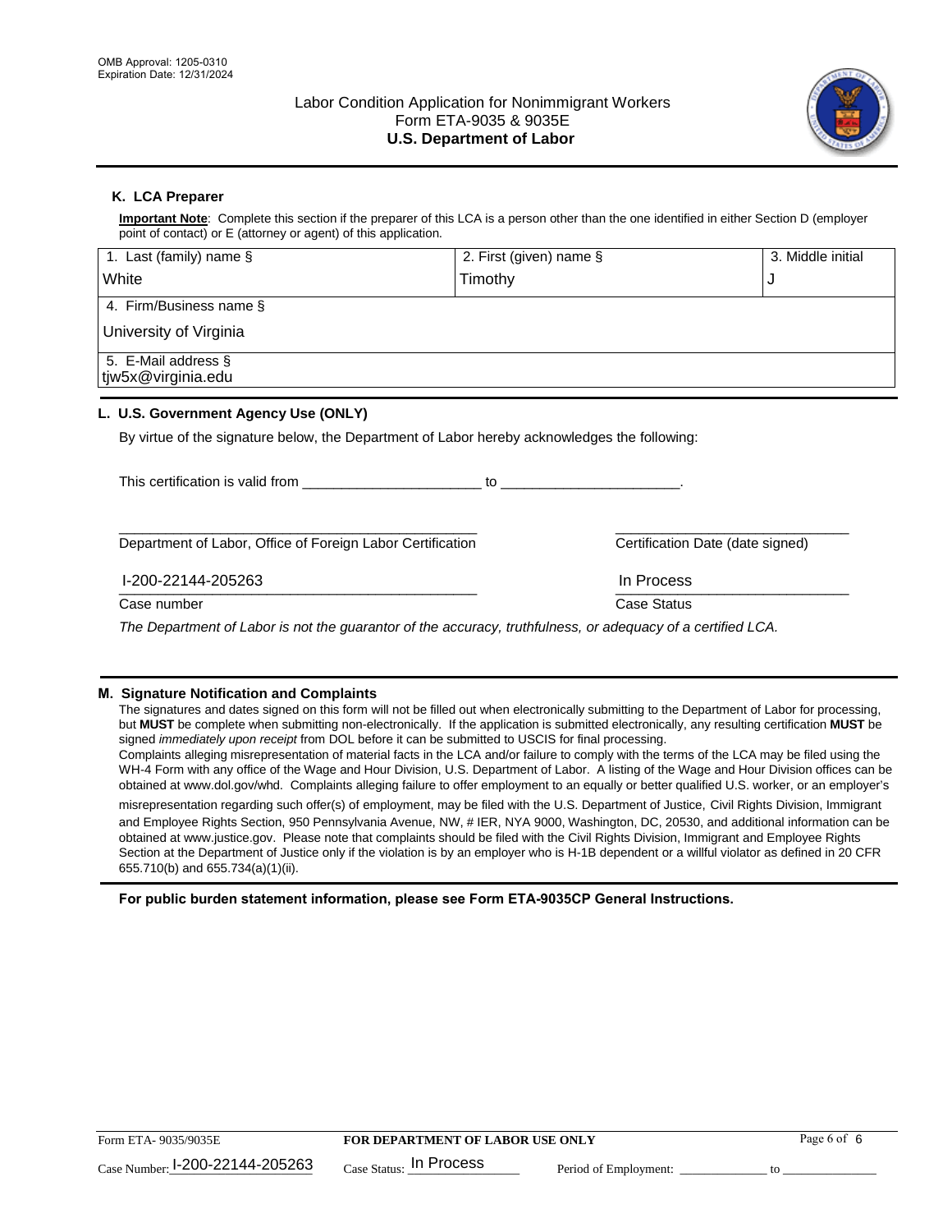OMB Approval: 1205-0310
Expiration Date: 12/31/2024

# Labor Condition Application for Nonimmigrant Workers
Form ETA-9035 & 9035E
**U.S. Department of Labor**

## K. LCA Preparer

**Important Note**: Complete this section if the preparer of this LCA is a person other than the one identified in either Section D (employer point of contact) or E (attorney or agent) of this application.

| 1. Last (family) name § | 2. First (given) name § | 3. Middle initial |
|---|---|---|
| White | Timothy | J |
| 4. Firm/Business name § | | |
| University of Virginia | | |
| 5. E-Mail address § | | |
| tjw5x@virginia.edu | | |

## L. U.S. Government Agency Use (ONLY)

By virtue of the signature below, the Department of Labor hereby acknowledges the following:

This certification is valid from ______________________ to ______________________.

______________________________________________ Department of Labor, Office of Foreign Labor Certification

______________________________ Certification Date (date signed)

I-200-22144-205263
Case number

In Process
Case Status

*The Department of Labor is not the guarantor of the accuracy, truthfulness, or adequacy of a certified LCA.*

## M. Signature Notification and Complaints

The signatures and dates signed on this form will not be filled out when electronically submitting to the Department of Labor for processing, but **MUST** be complete when submitting non-electronically. If the application is submitted electronically, any resulting certification **MUST** be signed *immediately upon receipt* from DOL before it can be submitted to USCIS for final processing.

Complaints alleging misrepresentation of material facts in the LCA and/or failure to comply with the terms of the LCA may be filed using the WH-4 Form with any office of the Wage and Hour Division, U.S. Department of Labor. A listing of the Wage and Hour Division offices can be obtained at www.dol.gov/whd. Complaints alleging failure to offer employment to an equally or better qualified U.S. worker, or an employer's misrepresentation regarding such offer(s) of employment, may be filed with the U.S. Department of Justice, Civil Rights Division, Immigrant and Employee Rights Section, 950 Pennsylvania Avenue, NW, # IER, NYA 9000, Washington, DC, 20530, and additional information can be obtained at www.justice.gov. Please note that complaints should be filed with the Civil Rights Division, Immigrant and Employee Rights Section at the Department of Justice only if the violation is by an employer who is H-1B dependent or a willful violator as defined in 20 CFR 655.710(b) and 655.734(a)(1)(ii).

**For public burden statement information, please see Form ETA-9035CP General Instructions.**

Form ETA- 9035/9035E | **FOR DEPARTMENT OF LABOR USE ONLY**

Case Number: I-200-22144-205263 Case Status: In Process Period of Employment: ______________ to ______________